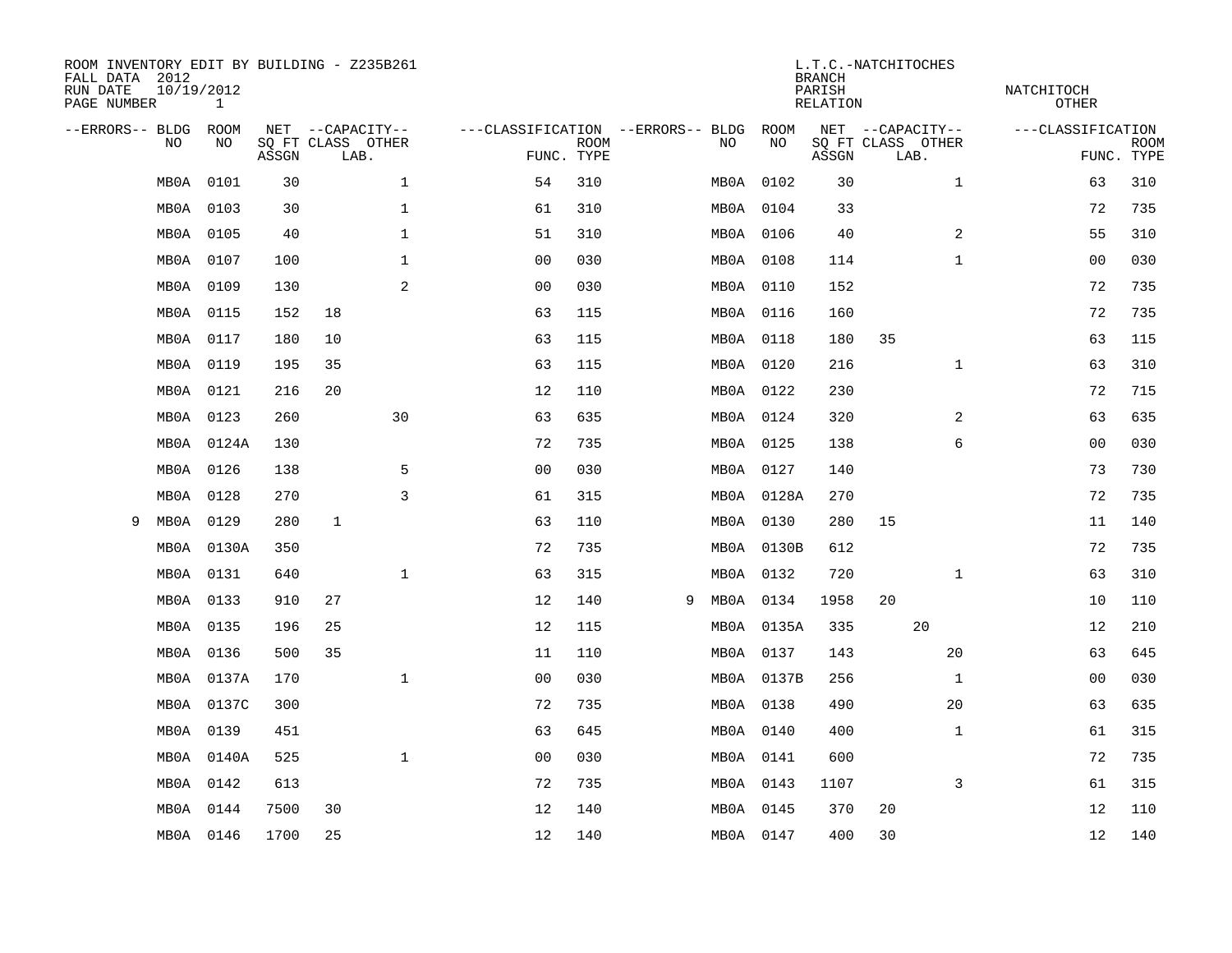ROOM INVENTORY EDIT BY BUILDING - Z235B261
FALL DATA 2012
RUN DATE 10/19/2012
PAGE NUMBER 1

L.T.C.-NATCHITOCHES
BRANCH
PARISH NATCHITOCH
RELATION OTHER

| --ERRORS-- | BLDG NO | ROOM NO | NET SQ FT ASSGN | --CAPACITY-- CLASS | LAB. | OTHER | ---CLASSIFICATION FUNC. | ROOM TYPE | --ERRORS-- | BLDG NO | ROOM NO | NET SQ FT ASSGN | --CAPACITY-- CLASS | LAB. | OTHER | ---CLASSIFICATION FUNC. | ROOM TYPE |
|---|---|---|---|---|---|---|---|---|---|---|---|---|---|---|---|---|---|
| | MB0A | 0101 | 30 | | | 1 | 54 | 310 | | MB0A | 0102 | 30 | | | 1 | 63 | 310 |
| | MB0A | 0103 | 30 | | | 1 | 61 | 310 | | MB0A | 0104 | 33 | | | | 72 | 735 |
| | MB0A | 0105 | 40 | | | 1 | 51 | 310 | | MB0A | 0106 | 40 | | | 2 | 55 | 310 |
| | MB0A | 0107 | 100 | | | 1 | 00 | 030 | | MB0A | 0108 | 114 | | | 1 | 00 | 030 |
| | MB0A | 0109 | 130 | | | 2 | 00 | 030 | | MB0A | 0110 | 152 | | | | 72 | 735 |
| | MB0A | 0115 | 152 | 18 | | | 63 | 115 | | MB0A | 0116 | 160 | | | | 72 | 735 |
| | MB0A | 0117 | 180 | 10 | | | 63 | 115 | | MB0A | 0118 | 180 | 35 | | | 63 | 115 |
| | MB0A | 0119 | 195 | 35 | | | 63 | 115 | | MB0A | 0120 | 216 | | | 1 | 63 | 310 |
| | MB0A | 0121 | 216 | 20 | | | 12 | 110 | | MB0A | 0122 | 230 | | | | 72 | 715 |
| | MB0A | 0123 | 260 | | | 30 | 63 | 635 | | MB0A | 0124 | 320 | | | 2 | 63 | 635 |
| | MB0A | 0124A | 130 | | | | 72 | 735 | | MB0A | 0125 | 138 | | | 6 | 00 | 030 |
| | MB0A | 0126 | 138 | | | 5 | 00 | 030 | | MB0A | 0127 | 140 | | | | 73 | 730 |
| | MB0A | 0128 | 270 | | | 3 | 61 | 315 | | MB0A | 0128A | 270 | | | | 72 | 735 |
| 9 | MB0A | 0129 | 280 | 1 | | | 63 | 110 | | MB0A | 0130 | 280 | 15 | | | 11 | 140 |
| | MB0A | 0130A | 350 | | | | 72 | 735 | | MB0A | 0130B | 612 | | | | 72 | 735 |
| | MB0A | 0131 | 640 | | | 1 | 63 | 315 | | MB0A | 0132 | 720 | | | 1 | 63 | 310 |
| | MB0A | 0133 | 910 | 27 | | | 12 | 140 | 9 | MB0A | 0134 | 1958 | 20 | | | 10 | 110 |
| | MB0A | 0135 | 196 | 25 | | | 12 | 115 | | MB0A | 0135A | 335 | | 20 | | 12 | 210 |
| | MB0A | 0136 | 500 | 35 | | | 11 | 110 | | MB0A | 0137 | 143 | | | 20 | 63 | 645 |
| | MB0A | 0137A | 170 | | | 1 | 00 | 030 | | MB0A | 0137B | 256 | | | 1 | 00 | 030 |
| | MB0A | 0137C | 300 | | | | 72 | 735 | | MB0A | 0138 | 490 | | | 20 | 63 | 635 |
| | MB0A | 0139 | 451 | | | | 63 | 645 | | MB0A | 0140 | 400 | | | 1 | 61 | 315 |
| | MB0A | 0140A | 525 | | | 1 | 00 | 030 | | MB0A | 0141 | 600 | | | | 72 | 735 |
| | MB0A | 0142 | 613 | | | | 72 | 735 | | MB0A | 0143 | 1107 | | | 3 | 61 | 315 |
| | MB0A | 0144 | 7500 | 30 | | | 12 | 140 | | MB0A | 0145 | 370 | 20 | | | 12 | 110 |
| | MB0A | 0146 | 1700 | 25 | | | 12 | 140 | | MB0A | 0147 | 400 | 30 | | | 12 | 140 |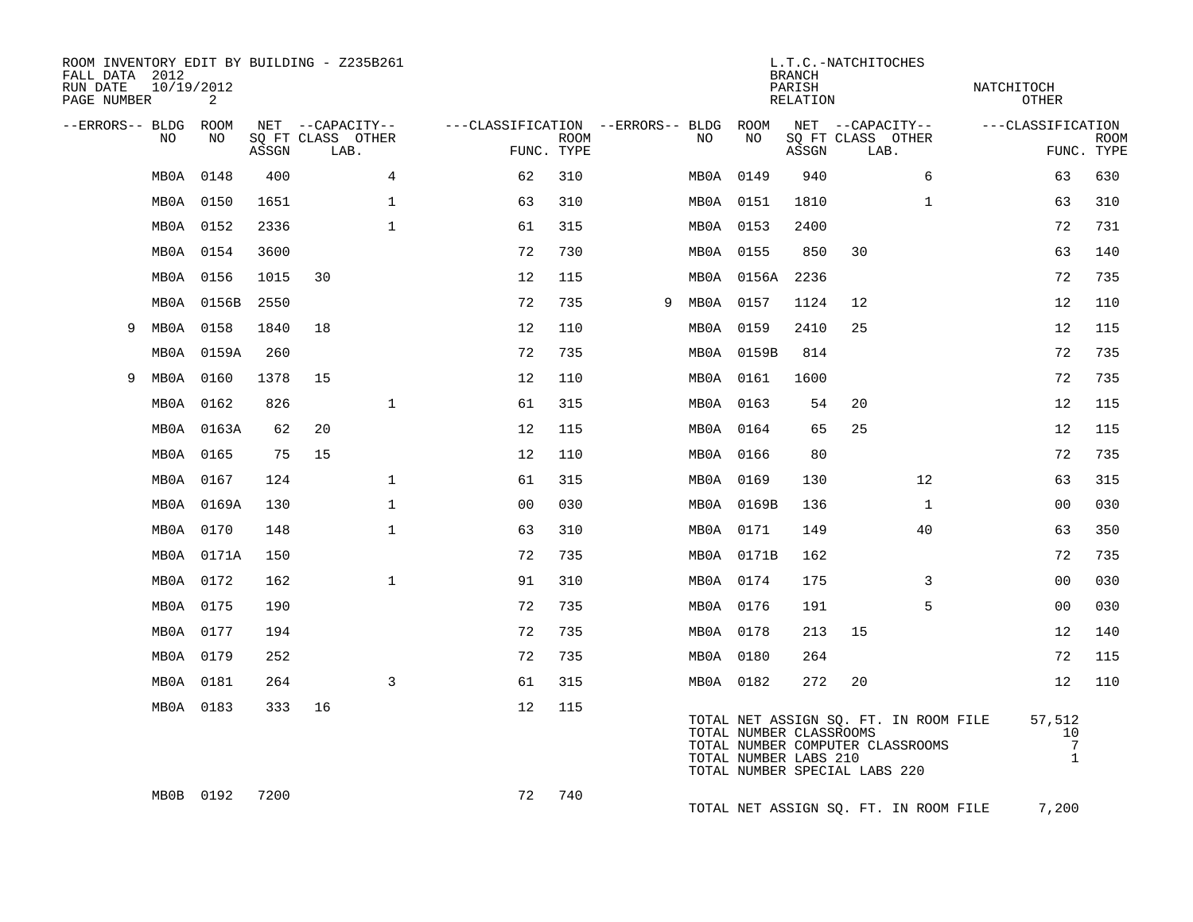ROOM INVENTORY EDIT BY BUILDING - Z235B261
FALL DATA 2012
RUN DATE 10/19/2012
PAGE NUMBER 2

L.T.C.-NATCHITOCHES
BRANCH
PARISH NATCHITOCH
RELATION OTHER

| --ERRORS-- | BLDG NO | ROOM NO | NET SQ FT ASSGN | CAPACITY CLASS | CAPACITY LAB. | CAPACITY OTHER | CLASSIFICATION FUNC. | ROOM TYPE | --ERRORS-- | BLDG NO | ROOM NO | NET SQ FT ASSGN | CAPACITY CLASS | CAPACITY LAB. | CAPACITY OTHER | CLASSIFICATION FUNC. | ROOM TYPE |
|---|---|---|---|---|---|---|---|---|---|---|---|---|---|---|---|---|---|
| | MB0A | 0148 | 400 | | | 4 | 62 | 310 | | MB0A | 0149 | 940 | | | 6 | 63 | 630 |
| | MB0A | 0150 | 1651 | | | 1 | 63 | 310 | | MB0A | 0151 | 1810 | | | 1 | 63 | 310 |
| | MB0A | 0152 | 2336 | | | 1 | 61 | 315 | | MB0A | 0153 | 2400 | | | | 72 | 731 |
| | MB0A | 0154 | 3600 | | | | 72 | 730 | | MB0A | 0155 | 850 | 30 | | | 63 | 140 |
| | MB0A | 0156 | 1015 | 30 | | | 12 | 115 | | MB0A | 0156A | 2236 | | | | 72 | 735 |
| | MB0A | 0156B | 2550 | | | | 72 | 735 | 9 | MB0A | 0157 | 1124 | 12 | | | 12 | 110 |
| 9 | MB0A | 0158 | 1840 | 18 | | | 12 | 110 | | MB0A | 0159 | 2410 | 25 | | | 12 | 115 |
| | MB0A | 0159A | 260 | | | | 72 | 735 | | MB0A | 0159B | 814 | | | | 72 | 735 |
| 9 | MB0A | 0160 | 1378 | 15 | | | 12 | 110 | | MB0A | 0161 | 1600 | | | | 72 | 735 |
| | MB0A | 0162 | 826 | | | 1 | 61 | 315 | | MB0A | 0163 | 54 | 20 | | | 12 | 115 |
| | MB0A | 0163A | 62 | 20 | | | 12 | 115 | | MB0A | 0164 | 65 | 25 | | | 12 | 115 |
| | MB0A | 0165 | 75 | 15 | | | 12 | 110 | | MB0A | 0166 | 80 | | | | 72 | 735 |
| | MB0A | 0167 | 124 | | | 1 | 61 | 315 | | MB0A | 0169 | 130 | | | 12 | 63 | 315 |
| | MB0A | 0169A | 130 | | | 1 | 00 | 030 | | MB0A | 0169B | 136 | | | 1 | 00 | 030 |
| | MB0A | 0170 | 148 | | | 1 | 63 | 310 | | MB0A | 0171 | 149 | | | 40 | 63 | 350 |
| | MB0A | 0171A | 150 | | | | 72 | 735 | | MB0A | 0171B | 162 | | | | 72 | 735 |
| | MB0A | 0172 | 162 | | | 1 | 91 | 310 | | MB0A | 0174 | 175 | | | 3 | 00 | 030 |
| | MB0A | 0175 | 190 | | | | 72 | 735 | | MB0A | 0176 | 191 | | | 5 | 00 | 030 |
| | MB0A | 0177 | 194 | | | | 72 | 735 | | MB0A | 0178 | 213 | 15 | | | 12 | 140 |
| | MB0A | 0179 | 252 | | | | 72 | 735 | | MB0A | 0180 | 264 | | | | 72 | 115 |
| | MB0A | 0181 | 264 | | | 3 | 61 | 315 | | MB0A | 0182 | 272 | 20 | | | 12 | 110 |
| | MB0A | 0183 | 333 | 16 | | | 12 | 115 | | | | | | | | | |

| | |
|---|---|
| TOTAL NET ASSIGN SQ. FT. IN ROOM FILE | 57,512 |
| TOTAL NUMBER CLASSROOMS | 10 |
| TOTAL NUMBER COMPUTER CLASSROOMS | 7 |
| TOTAL NUMBER LABS 210 | 1 |
| TOTAL NUMBER SPECIAL LABS 220 | |

| --ERRORS-- | BLDG NO | ROOM NO | NET SQ FT ASSGN | CAPACITY CLASS | CAPACITY LAB. | CAPACITY OTHER | CLASSIFICATION FUNC. | ROOM TYPE |
|---|---|---|---|---|---|---|---|---|
| | MB0B | 0192 | 7200 | | | | 72 | 740 |

TOTAL NET ASSIGN SQ. FT. IN ROOM FILE 7,200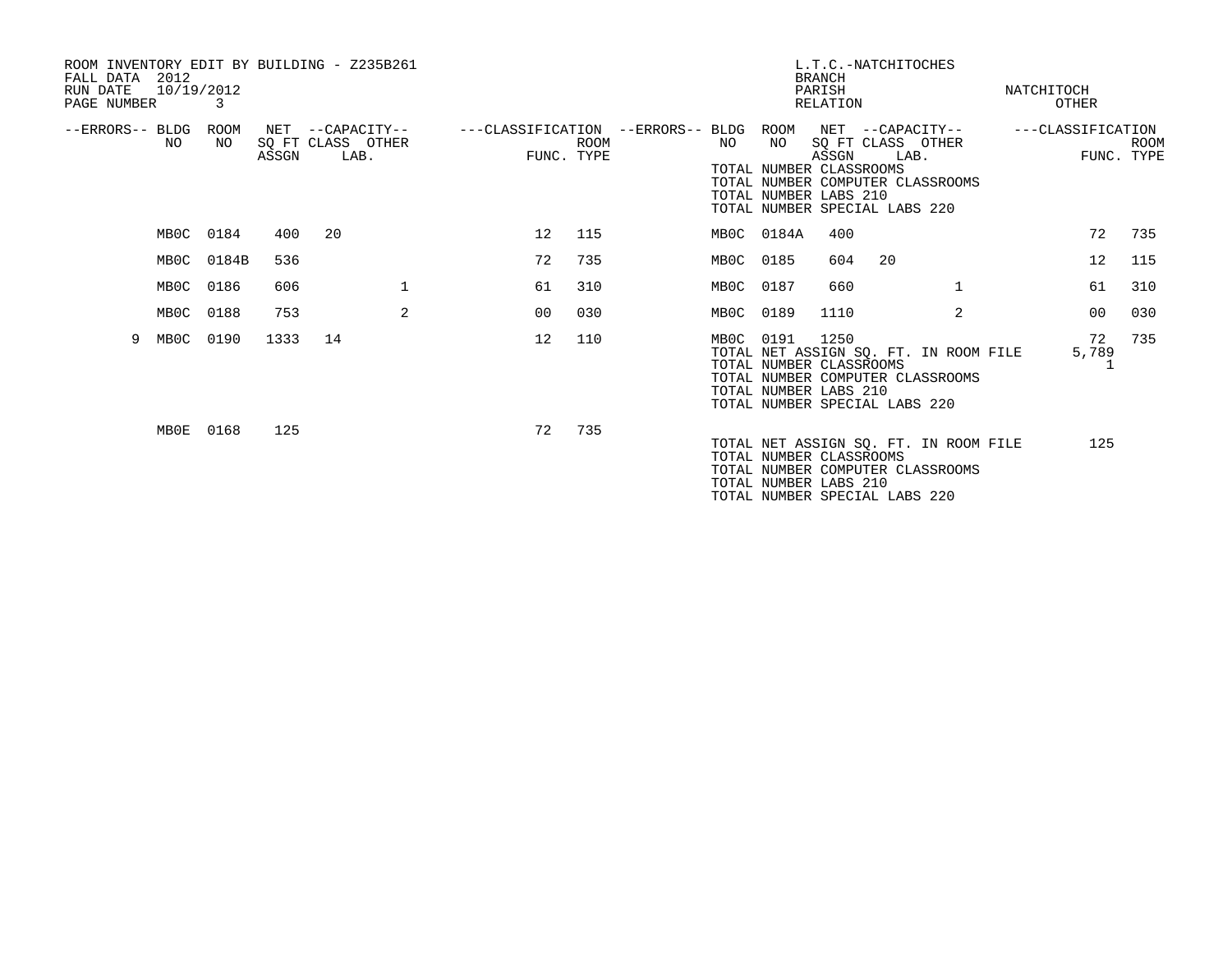ROOM INVENTORY EDIT BY BUILDING - Z235B261
FALL DATA 2012
RUN DATE 10/19/2012
PAGE NUMBER 3

L.T.C.-NATCHITOCHES
BRANCH
PARISH NATCHITOCH
RELATION OTHER

| --ERRORS-- | BLDG NO | ROOM NO | NET SQ FT ASSGN | --CAPACITY-- CLASS | LAB. | OTHER | ---CLASSIFICATION FUNC. | ROOM TYPE | --ERRORS-- | BLDG NO | ROOM NO | NET SQ FT ASSGN | --CAPACITY-- CLASS | LAB. | OTHER | ---CLASSIFICATION FUNC. | ROOM TYPE |
|---|---|---|---|---|---|---|---|---|---|---|---|---|---|---|---|---|---|
| | | | | | | | | | | TOTAL NUMBER CLASSROOMS | | | | | | | |
| | | | | | | | | | | TOTAL NUMBER COMPUTER CLASSROOMS | | | | | | | |
| | | | | | | | | | | TOTAL NUMBER LABS 210 | | | | | | | |
| | | | | | | | | | | TOTAL NUMBER SPECIAL LABS 220 | | | | | | | |
| | MB0C | 0184 | 400 | 20 | | | 12 | 115 | | MB0C | 0184A | 400 | | | | 72 | 735 |
| | MB0C | 0184B | 536 | | | | 72 | 735 | | MB0C | 0185 | 604 | 20 | | | 12 | 115 |
| | MB0C | 0186 | 606 | | | 1 | 61 | 310 | | MB0C | 0187 | 660 | | | 1 | 61 | 310 |
| | MB0C | 0188 | 753 | | | 2 | 00 | 030 | | MB0C | 0189 | 1110 | | | 2 | 00 | 030 |
| 9 | MB0C | 0190 | 1333 | 14 | | | 12 | 110 | | MB0C | 0191 | 1250 | | | | 72 | 735 |
| | | | | | | | | | | TOTAL NET ASSIGN SQ. FT. IN ROOM FILE | | | | | | 5,789 | |
| | | | | | | | | | | TOTAL NUMBER CLASSROOMS | | | | | | 1 | |
| | | | | | | | | | | TOTAL NUMBER COMPUTER CLASSROOMS | | | | | | | |
| | | | | | | | | | | TOTAL NUMBER LABS 210 | | | | | | | |
| | | | | | | | | | | TOTAL NUMBER SPECIAL LABS 220 | | | | | | | |
| | MB0E | 0168 | 125 | | | | 72 | 735 | | | | | | | | | |
| | | | | | | | | | | TOTAL NET ASSIGN SQ. FT. IN ROOM FILE | | | | | | 125 | |
| | | | | | | | | | | TOTAL NUMBER CLASSROOMS | | | | | | | |
| | | | | | | | | | | TOTAL NUMBER COMPUTER CLASSROOMS | | | | | | | |
| | | | | | | | | | | TOTAL NUMBER LABS 210 | | | | | | | |
| | | | | | | | | | | TOTAL NUMBER SPECIAL LABS 220 | | | | | | | |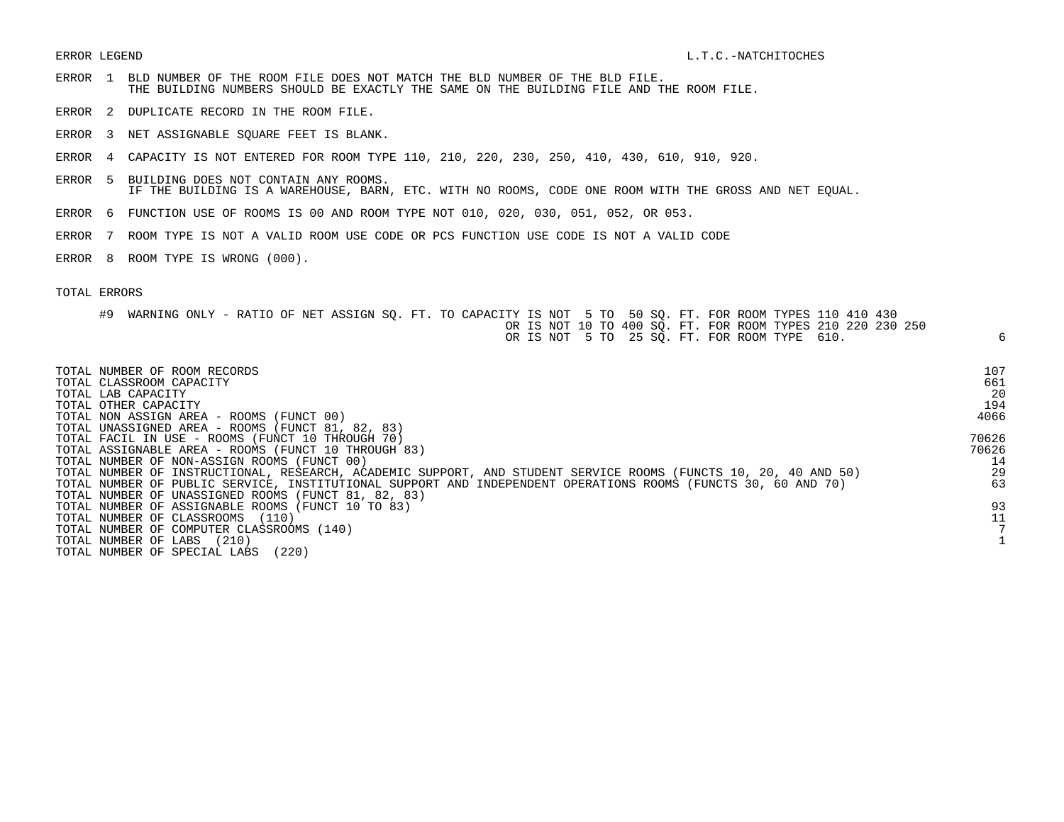ERROR LEGEND

L.T.C.-NATCHITOCHES

ERROR 1 BLD NUMBER OF THE ROOM FILE DOES NOT MATCH THE BLD NUMBER OF THE BLD FILE.
THE BUILDING NUMBERS SHOULD BE EXACTLY THE SAME ON THE BUILDING FILE AND THE ROOM FILE.

ERROR 2 DUPLICATE RECORD IN THE ROOM FILE.

ERROR 3 NET ASSIGNABLE SQUARE FEET IS BLANK.

ERROR 4 CAPACITY IS NOT ENTERED FOR ROOM TYPE 110, 210, 220, 230, 250, 410, 430, 610, 910, 920.

ERROR 5 BUILDING DOES NOT CONTAIN ANY ROOMS.
IF THE BUILDING IS A WAREHOUSE, BARN, ETC. WITH NO ROOMS, CODE ONE ROOM WITH THE GROSS AND NET EQUAL.

ERROR 6 FUNCTION USE OF ROOMS IS 00 AND ROOM TYPE NOT 010, 020, 030, 051, 052, OR 053.

ERROR 7 ROOM TYPE IS NOT A VALID ROOM USE CODE OR PCS FUNCTION USE CODE IS NOT A VALID CODE

ERROR 8 ROOM TYPE IS WRONG (000).

TOTAL ERRORS

| | |
|---|---|
| #9 WARNING ONLY - RATIO OF NET ASSIGN SQ. FT. TO CAPACITY IS NOT 5 TO 50 SQ. FT. FOR ROOM TYPES 110 410 430 OR IS NOT 10 TO 400 SQ. FT. FOR ROOM TYPES 210 220 230 250 OR IS NOT 5 TO 25 SQ. FT. FOR ROOM TYPE 610. | 6 |

| | |
|---|---|
| TOTAL NUMBER OF ROOM RECORDS | 107 |
| TOTAL CLASSROOM CAPACITY | 661 |
| TOTAL LAB CAPACITY | 20 |
| TOTAL OTHER CAPACITY | 194 |
| TOTAL NON ASSIGN AREA - ROOMS (FUNCT 00) | 4066 |
| TOTAL UNASSIGNED AREA - ROOMS (FUNCT 81, 82, 83) | |
| TOTAL FACIL IN USE - ROOMS (FUNCT 10 THROUGH 70) | 70626 |
| TOTAL ASSIGNABLE AREA - ROOMS (FUNCT 10 THROUGH 83) | 70626 |
| TOTAL NUMBER OF NON-ASSIGN ROOMS (FUNCT 00) | 14 |
| TOTAL NUMBER OF INSTRUCTIONAL, RESEARCH, ACADEMIC SUPPORT, AND STUDENT SERVICE ROOMS (FUNCTS 10, 20, 40 AND 50) | 29 |
| TOTAL NUMBER OF PUBLIC SERVICE, INSTITUTIONAL SUPPORT AND INDEPENDENT OPERATIONS ROOMS (FUNCTS 30, 60 AND 70) | 63 |
| TOTAL NUMBER OF UNASSIGNED ROOMS (FUNCT 81, 82, 83) | |
| TOTAL NUMBER OF ASSIGNABLE ROOMS (FUNCT 10 TO 83) | 93 |
| TOTAL NUMBER OF CLASSROOMS (110) | 11 |
| TOTAL NUMBER OF COMPUTER CLASSROOMS (140) | 7 |
| TOTAL NUMBER OF LABS (210) | 1 |
| TOTAL NUMBER OF SPECIAL LABS (220) | |